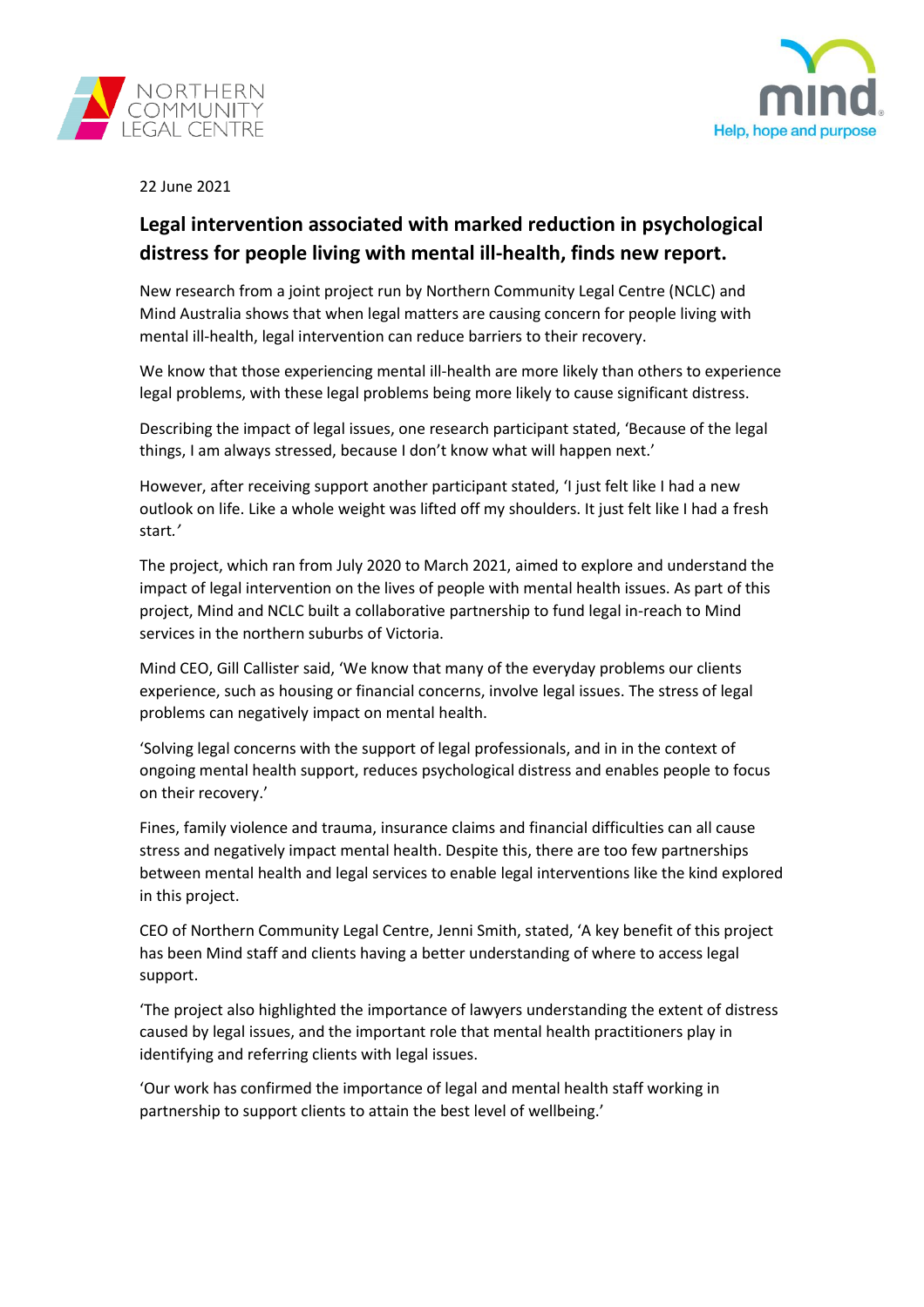NORTHERN COMMUNITY LEGAL CENTRE

mind
Help, hope and purpose

22 June 2021

## Legal intervention associated with marked reduction in psychological distress for people living with mental ill-health, finds new report.

New research from a joint project run by Northern Community Legal Centre (NCLC) and Mind Australia shows that when legal matters are causing concern for people living with mental ill-health, legal intervention can reduce barriers to their recovery.

We know that those experiencing mental ill-health are more likely than others to experience legal problems, with these legal problems being more likely to cause significant distress.

Describing the impact of legal issues, one research participant stated, 'Because of the legal things, I am always stressed, because I don't know what will happen next.'

However, after receiving support another participant stated, 'I just felt like I had a new outlook on life. Like a whole weight was lifted off my shoulders. It just felt like I had a fresh start.'

The project, which ran from July 2020 to March 2021, aimed to explore and understand the impact of legal intervention on the lives of people with mental health issues. As part of this project, Mind and NCLC built a collaborative partnership to fund legal in-reach to Mind services in the northern suburbs of Victoria.

Mind CEO, Gill Callister said, 'We know that many of the everyday problems our clients experience, such as housing or financial concerns, involve legal issues. The stress of legal problems can negatively impact on mental health.

'Solving legal concerns with the support of legal professionals, and in in the context of ongoing mental health support, reduces psychological distress and enables people to focus on their recovery.'

Fines, family violence and trauma, insurance claims and financial difficulties can all cause stress and negatively impact mental health. Despite this, there are too few partnerships between mental health and legal services to enable legal interventions like the kind explored in this project.

CEO of Northern Community Legal Centre, Jenni Smith, stated, 'A key benefit of this project has been Mind staff and clients having a better understanding of where to access legal support.

'The project also highlighted the importance of lawyers understanding the extent of distress caused by legal issues, and the important role that mental health practitioners play in identifying and referring clients with legal issues.

'Our work has confirmed the importance of legal and mental health staff working in partnership to support clients to attain the best level of wellbeing.'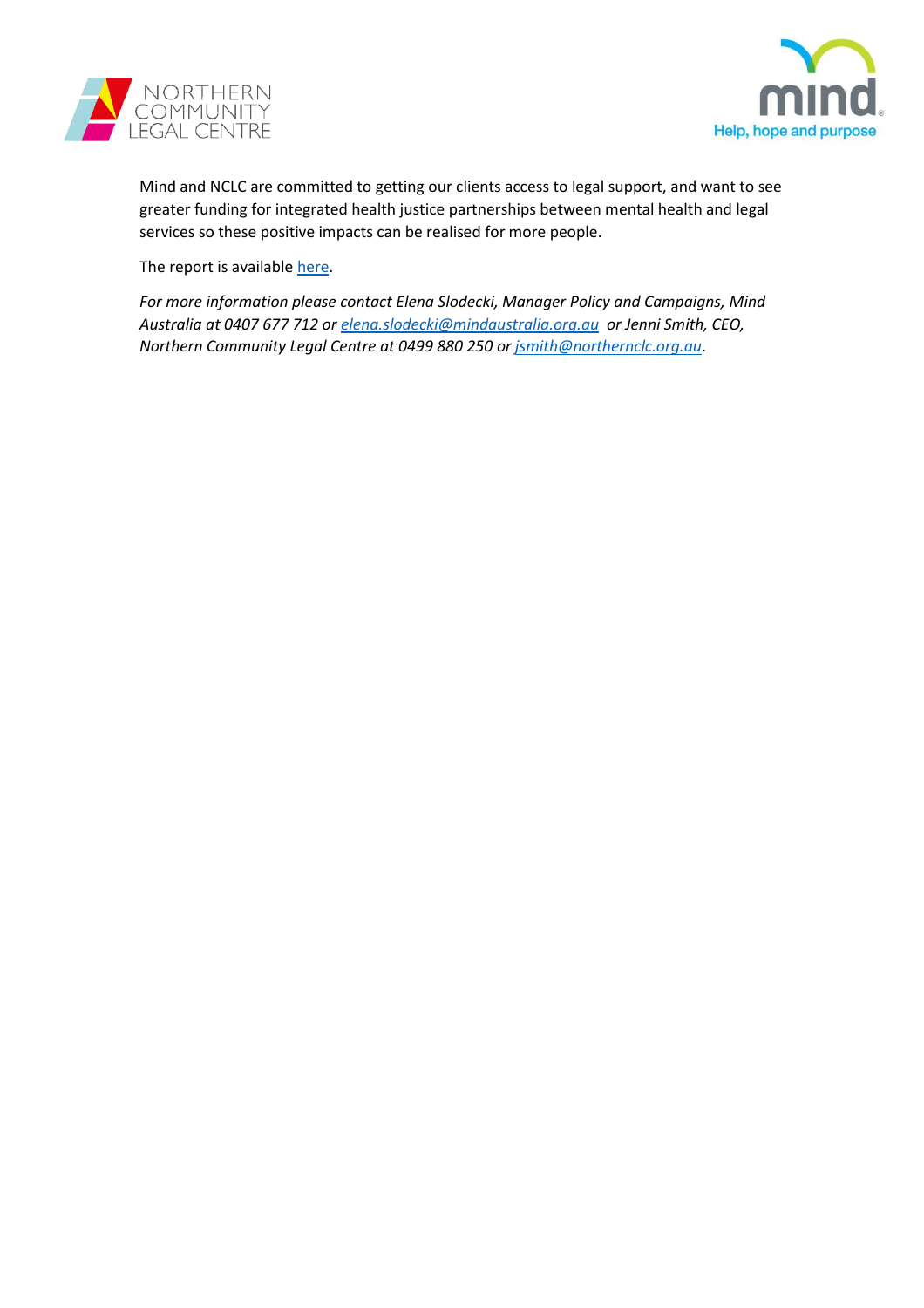Mind and NCLC are committed to getting our clients access to legal support, and want to see greater funding for integrated health justice partnerships between mental health and legal services so these positive impacts can be realised for more people.

The report is available here.

*For more information please contact Elena Slodecki, Manager Policy and Campaigns, Mind Australia at 0407 677 712 or elena.slodecki@mindaustralia.org.au or Jenni Smith, CEO, Northern Community Legal Centre at 0499 880 250 or jsmith@northernclc.org.au.*